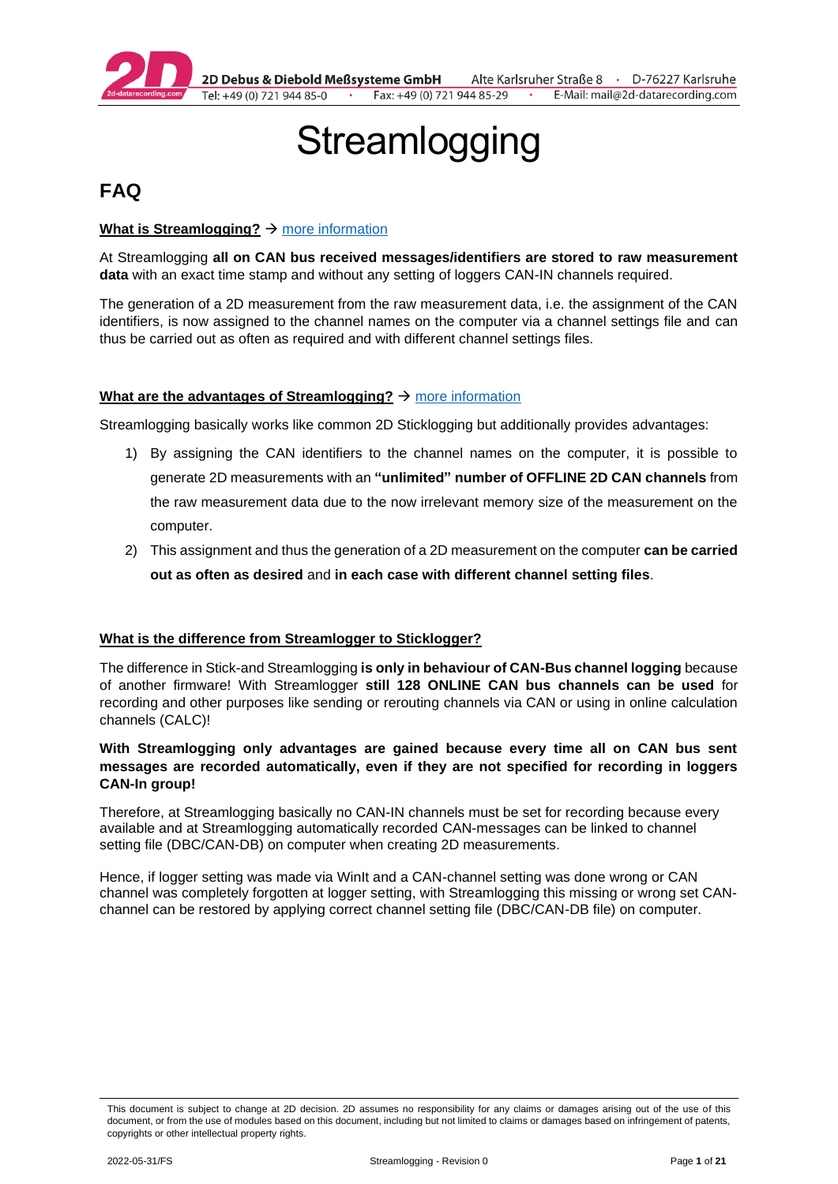# Streamlogging

## FAQ

**What is Streamlogging?** → more information

At Streamlogging **all on CAN bus received messages/identifiers are stored to raw measurement data** with an exact time stamp and without any setting of loggers CAN-IN channels required.

The generation of a 2D measurement from the raw measurement data, i.e. the assignment of the CAN identifiers, is now assigned to the channel names on the computer via a channel settings file and can thus be carried out as often as required and with different channel settings files.

**What are the advantages of Streamlogging?** → more information

Streamlogging basically works like common 2D Sticklogging but additionally provides advantages:

1) By assigning the CAN identifiers to the channel names on the computer, it is possible to generate 2D measurements with an **"unlimited" number of OFFLINE 2D CAN channels** from the raw measurement data due to the now irrelevant memory size of the measurement on the computer.
2) This assignment and thus the generation of a 2D measurement on the computer **can be carried out as often as desired** and **in each case with different channel setting files**.

**What is the difference from Streamlogger to Sticklogger?**

The difference in Stick-and Streamlogging **is only in behaviour of CAN-Bus channel logging** because of another firmware! With Streamlogger **still 128 ONLINE CAN bus channels can be used** for recording and other purposes like sending or rerouting channels via CAN or using in online calculation channels (CALC)!

**With Streamlogging only advantages are gained because every time all on CAN bus sent messages are recorded automatically, even if they are not specified for recording in loggers CAN-In group!**

Therefore, at Streamlogging basically no CAN-IN channels must be set for recording because every available and at Streamlogging automatically recorded CAN-messages can be linked to channel setting file (DBC/CAN-DB) on computer when creating 2D measurements.

Hence, if logger setting was made via WinIt and a CAN-channel setting was done wrong or CAN channel was completely forgotten at logger setting, with Streamlogging this missing or wrong set CAN-channel can be restored by applying correct channel setting file (DBC/CAN-DB file) on computer.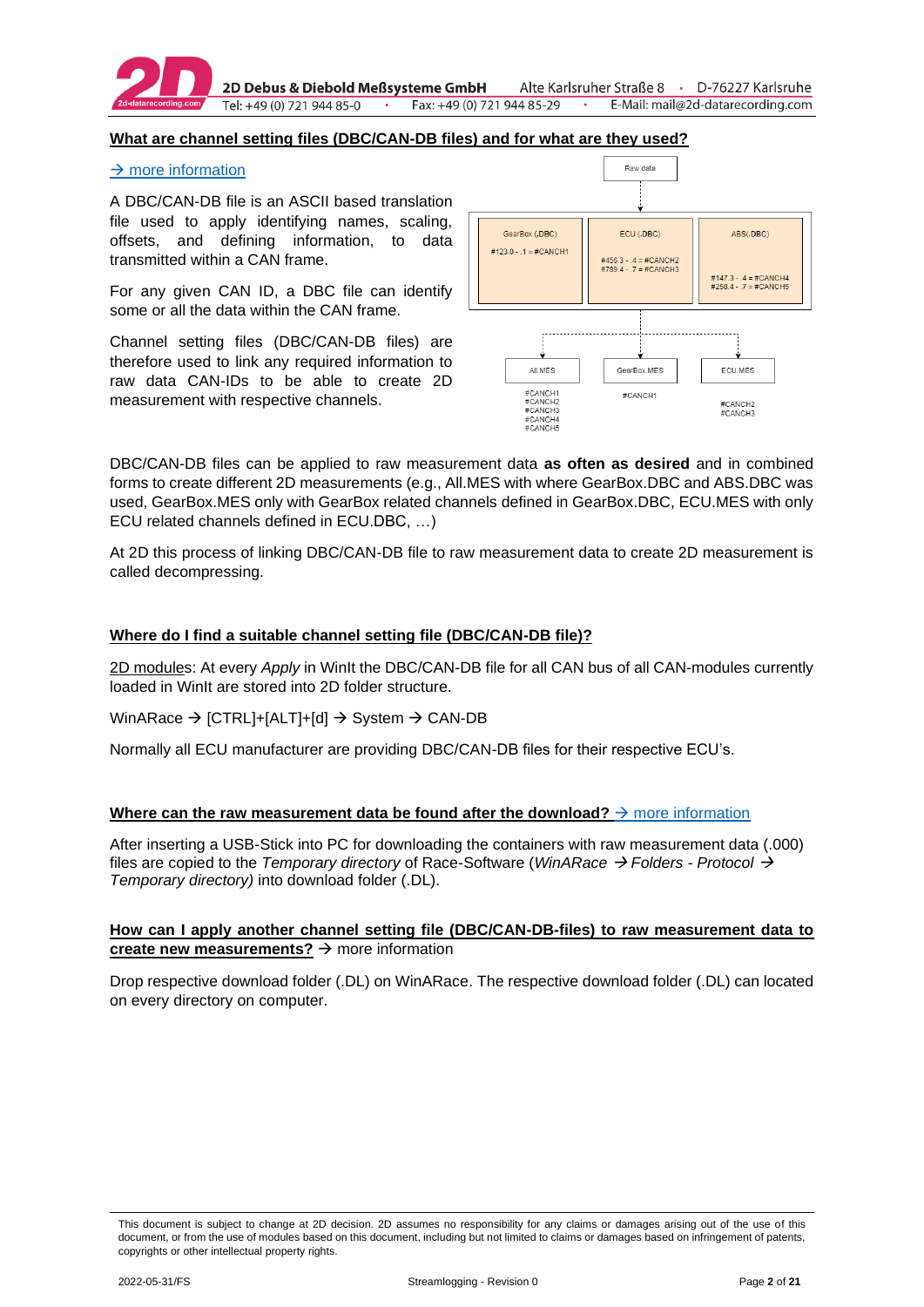**What are channel setting files (DBC/CAN-DB files) and for what are they used?**

→ more information

A DBC/CAN-DB file is an ASCII based translation file used to apply identifying names, scaling, offsets, and defining information, to data transmitted within a CAN frame.

For any given CAN ID, a DBC file can identify some or all the data within the CAN frame.

Channel setting files (DBC/CAN-DB files) are therefore used to link any required information to raw data CAN-IDs to be able to create 2D measurement with respective channels.

Raw data

GearBox (.DBC)
#123.0 - .1 = #CANCH1

ECU (.DBC)
#456.3 - .4 = #CANCH2
#789.4 - .7 = #CANCH3

ABS(.DBC)
#147.3 - .4 = #CANCH4
#258.4 - .7 = #CANCH5

All.MES
#CANCH1
#CANCH2
#CANCH3
#CANCH4
#CANCH5

GearBox.MES
#CANCH1

ECU.MES
#CANCH2
#CANCH3

DBC/CAN-DB files can be applied to raw measurement data **as often as desired** and in combined forms to create different 2D measurements (e.g., All.MES with where GearBox.DBC and ABS.DBC was used, GearBox.MES only with GearBox related channels defined in GearBox.DBC, ECU.MES with only ECU related channels defined in ECU.DBC, …)

At 2D this process of linking DBC/CAN-DB file to raw measurement data to create 2D measurement is called decompressing.

**Where do I find a suitable channel setting file (DBC/CAN-DB file)?**

2D modules: At every *Apply* in WinIt the DBC/CAN-DB file for all CAN bus of all CAN-modules currently loaded in WinIt are stored into 2D folder structure.

WinARace → [CTRL]+[ALT]+[d] → System → CAN-DB

Normally all ECU manufacturer are providing DBC/CAN-DB files for their respective ECU's.

**Where can the raw measurement data be found after the download?** → more information

After inserting a USB-Stick into PC for downloading the containers with raw measurement data (.000) files are copied to the *Temporary directory* of Race-Software (*WinARace → Folders - Protocol → Temporary directory)* into download folder (.DL).

**How can I apply another channel setting file (DBC/CAN-DB-files) to raw measurement data to create new measurements?** → more information

Drop respective download folder (.DL) on WinARace. The respective download folder (.DL) can located on every directory on computer.

This document is subject to change at 2D decision. 2D assumes no responsibility for any claims or damages arising out of the use of this document, or from the use of modules based on this document, including but not limited to claims or damages based on infringement of patents, copyrights or other intellectual property rights.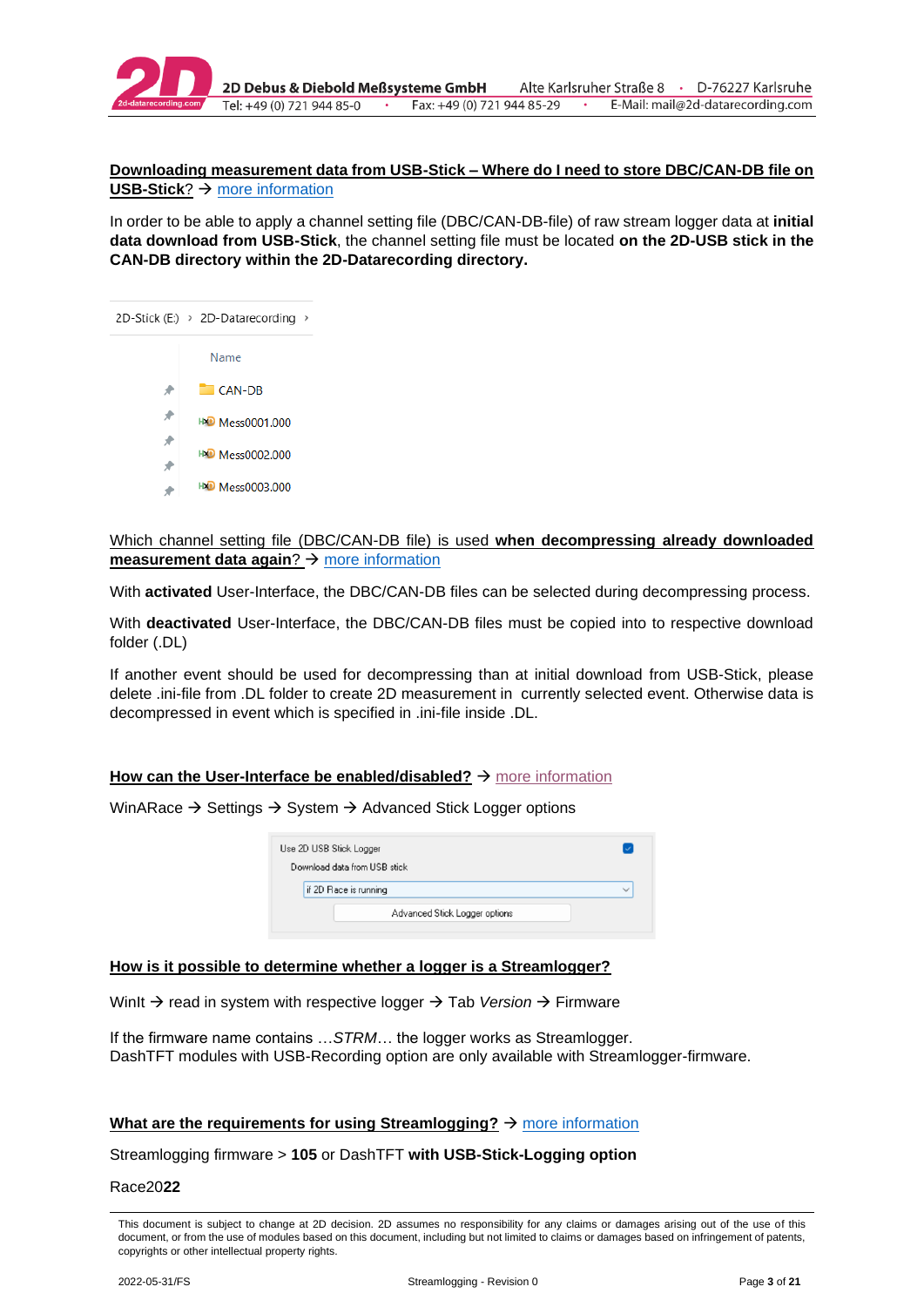**Downloading measurement data from USB-Stick – Where do I need to store DBC/CAN-DB file on USB-Stick**? → more information

In order to be able to apply a channel setting file (DBC/CAN-DB-file) of raw stream logger data at **initial data download from USB-Stick**, the channel setting file must be located **on the 2D-USB stick in the CAN-DB directory within the 2D-Datarecording directory.**

2D-Stick (E:) › 2D-Datarecording ›

Name

- CAN-DB
- Mess0001.000
- Mess0002.000
- Mess0003.000

Which channel setting file (DBC/CAN-DB file) is used **when decompressing already downloaded measurement data again**? → more information

With **activated** User-Interface, the DBC/CAN-DB files can be selected during decompressing process.

With **deactivated** User-Interface, the DBC/CAN-DB files must be copied into to respective download folder (.DL)

If another event should be used for decompressing than at initial download from USB-Stick, please delete .ini-file from .DL folder to create 2D measurement in currently selected event. Otherwise data is decompressed in event which is specified in .ini-file inside .DL.

**How can the User-Interface be enabled/disabled?** → more information

WinARace → Settings → System → Advanced Stick Logger options

Use 2D USB Stick Logger
Download data from USB stick
if 2D Race is running
Advanced Stick Logger options

**How is it possible to determine whether a logger is a Streamlogger?**

WinIt → read in system with respective logger → Tab *Version* → Firmware

If the firmware name contains …*STRM*… the logger works as Streamlogger.
DashTFT modules with USB-Recording option are only available with Streamlogger-firmware.

**What are the requirements for using Streamlogging?** → more information

Streamlogging firmware > **105** or DashTFT **with USB-Stick-Logging option**

Race20**22**

This document is subject to change at 2D decision. 2D assumes no responsibility for any claims or damages arising out of the use of this document, or from the use of modules based on this document, including but not limited to claims or damages based on infringement of patents, copyrights or other intellectual property rights.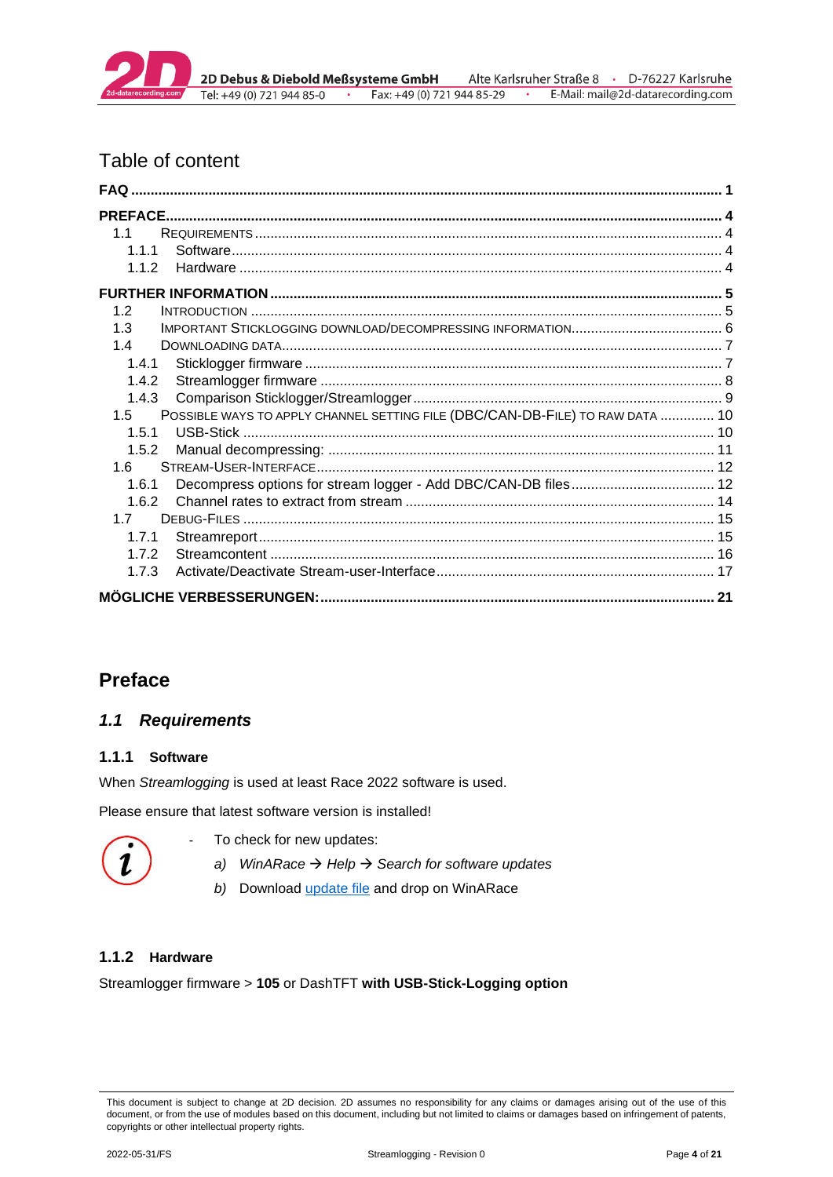## Table of content

FAQ ..... 1

PREFACE ..... 4

- 1.1 REQUIREMENTS ..... 4
  - 1.1.1 Software ..... 4
  - 1.1.2 Hardware ..... 4

FURTHER INFORMATION ..... 5

- 1.2 INTRODUCTION ..... 5
- 1.3 IMPORTANT STICKLOGGING DOWNLOAD/DECOMPRESSING INFORMATION ..... 6
- 1.4 DOWNLOADING DATA ..... 7
  - 1.4.1 Sticklogger firmware ..... 7
  - 1.4.2 Streamlogger firmware ..... 8
  - 1.4.3 Comparison Sticklogger/Streamlogger ..... 9
- 1.5 POSSIBLE WAYS TO APPLY CHANNEL SETTING FILE (DBC/CAN-DB-FILE) TO RAW DATA ..... 10
  - 1.5.1 USB-Stick ..... 10
  - 1.5.2 Manual decompressing: ..... 11
- 1.6 STREAM-USER-INTERFACE ..... 12
  - 1.6.1 Decompress options for stream logger - Add DBC/CAN-DB files ..... 12
  - 1.6.2 Channel rates to extract from stream ..... 14
- 1.7 DEBUG-FILES ..... 15
  - 1.7.1 Streamreport ..... 15
  - 1.7.2 Streamcontent ..... 16
  - 1.7.3 Activate/Deactivate Stream-user-Interface ..... 17

MÖGLICHE VERBESSERUNGEN: ..... 21

# Preface

## *1.1 Requirements*

### 1.1.1 Software

When *Streamlogging* is used at least Race 2022 software is used.

Please ensure that latest software version is installed!

- To check for new updates:
  - *a)* *WinARace → Help → Search for software updates*
  - *b)* Download update file and drop on WinARace

### 1.1.2 Hardware

Streamlogger firmware > **105** or DashTFT **with USB-Stick-Logging option**

This document is subject to change at 2D decision. 2D assumes no responsibility for any claims or damages arising out of the use of this document, or from the use of modules based on this document, including but not limited to claims or damages based on infringement of patents, copyrights or other intellectual property rights.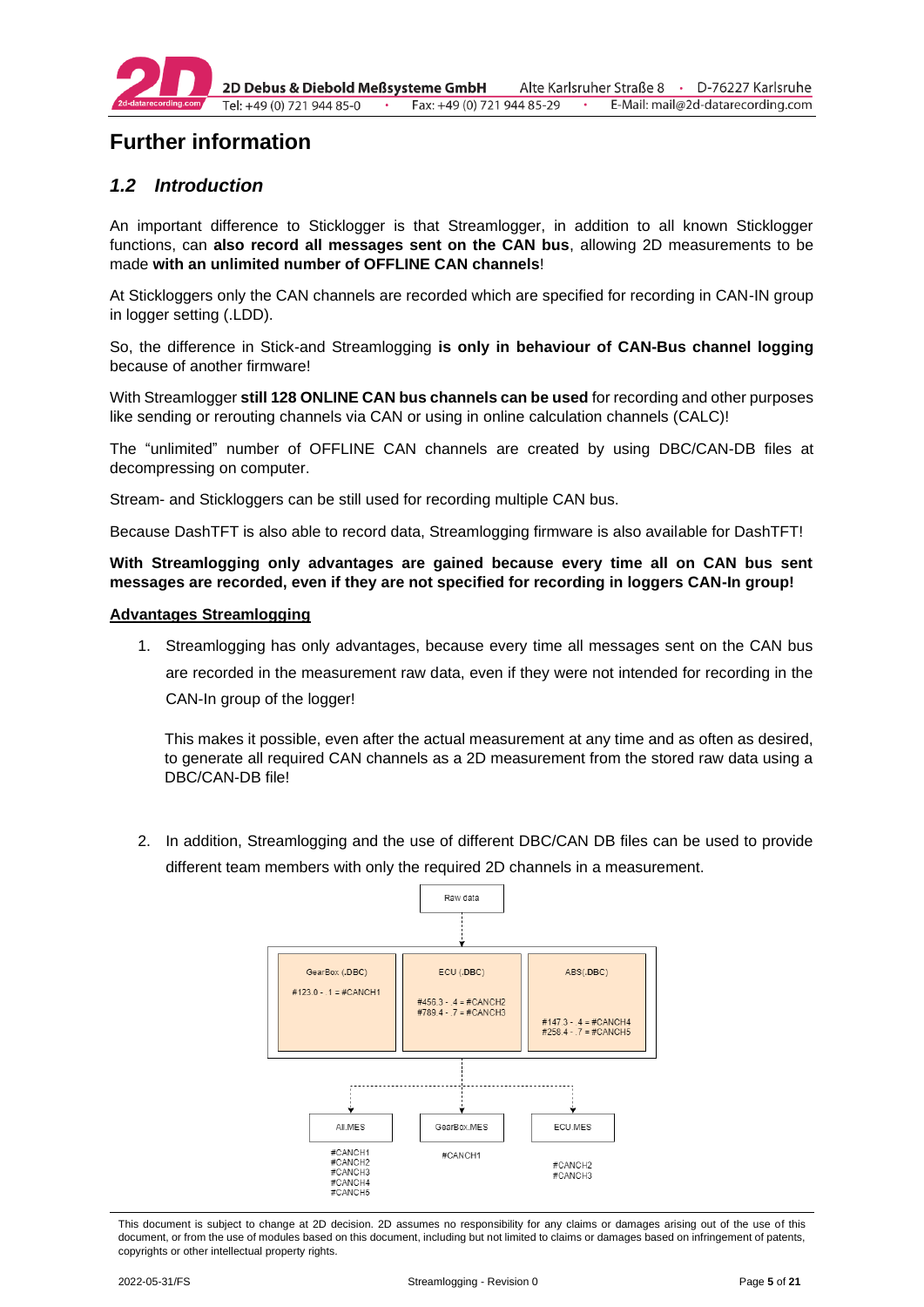# Further information

## *1.2 Introduction*

An important difference to Sticklogger is that Streamlogger, in addition to all known Sticklogger functions, can **also record all messages sent on the CAN bus**, allowing 2D measurements to be made **with an unlimited number of OFFLINE CAN channels**!

At Stickloggers only the CAN channels are recorded which are specified for recording in CAN-IN group in logger setting (.LDD).

So, the difference in Stick-and Streamlogging **is only in behaviour of CAN-Bus channel logging** because of another firmware!

With Streamlogger **still 128 ONLINE CAN bus channels can be used** for recording and other purposes like sending or rerouting channels via CAN or using in online calculation channels (CALC)!

The "unlimited" number of OFFLINE CAN channels are created by using DBC/CAN-DB files at decompressing on computer.

Stream- and Stickloggers can be still used for recording multiple CAN bus.

Because DashTFT is also able to record data, Streamlogging firmware is also available for DashTFT!

**With Streamlogging only advantages are gained because every time all on CAN bus sent messages are recorded, even if they are not specified for recording in loggers CAN-In group!**

**Advantages Streamlogging**

1. Streamlogging has only advantages, because every time all messages sent on the CAN bus are recorded in the measurement raw data, even if they were not intended for recording in the CAN-In group of the logger!

   This makes it possible, even after the actual measurement at any time and as often as desired, to generate all required CAN channels as a 2D measurement from the stored raw data using a DBC/CAN-DB file!

2. In addition, Streamlogging and the use of different DBC/CAN DB files can be used to provide different team members with only the required 2D channels in a measurement.

Raw data

GearBox (.DBC)
#123.0 - .1 = #CANCH1

ECU (.DBC)
#456.3 - .4 = #CANCH2
#789.4 - .7 = #CANCH3

ABS(.DBC)
#147.3 - .4 = #CANCH4
#258.4 - .7 = #CANCH5

All.MES
#CANCH1
#CANCH2
#CANCH3
#CANCH4
#CANCH5

GearBox.MES
#CANCH1

ECU.MES
#CANCH2
#CANCH3

This document is subject to change at 2D decision. 2D assumes no responsibility for any claims or damages arising out of the use of this document, or from the use of modules based on this document, including but not limited to claims or damages based on infringement of patents, copyrights or other intellectual property rights.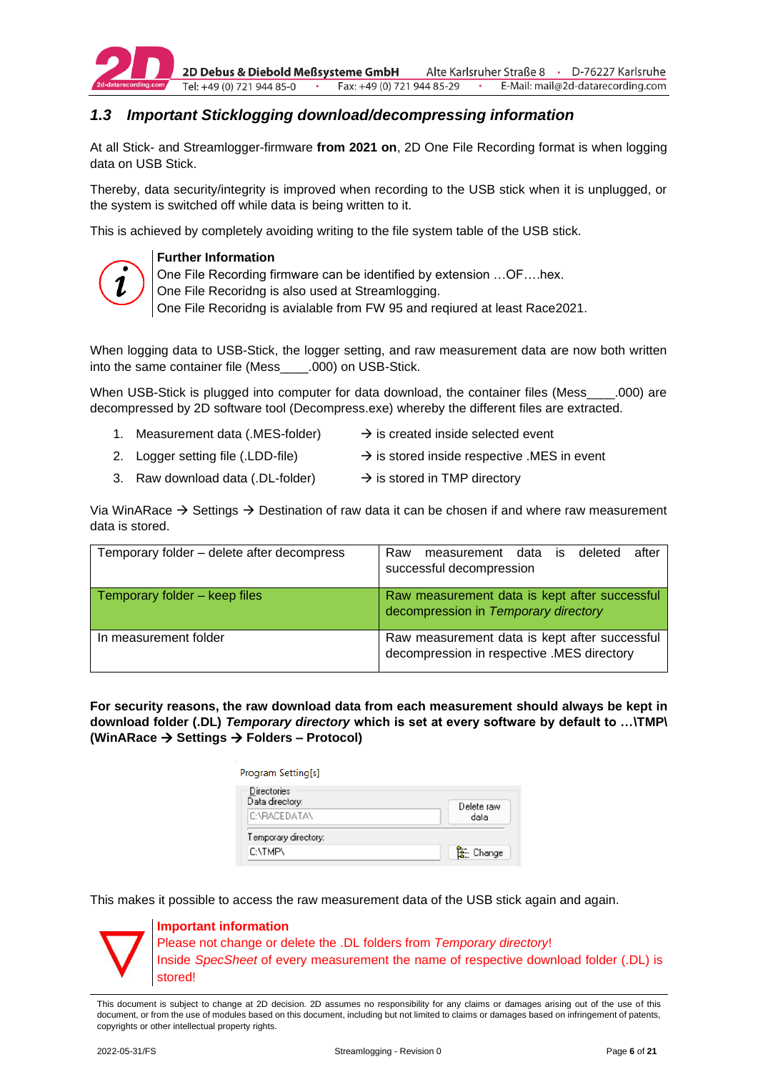## 1.3 *Important Sticklogging download/decompressing information*

At all Stick- and Streamlogger-firmware **from 2021 on**, 2D One File Recording format is when logging data on USB Stick.

Thereby, data security/integrity is improved when recording to the USB stick when it is unplugged, or the system is switched off while data is being written to it.

This is achieved by completely avoiding writing to the file system table of the USB stick.

**Further Information**
One File Recording firmware can be identified by extension …OF….hex.
One File Recoridng is also used at Streamlogging.
One File Recoridng is avialable from FW 95 and reqiured at least Race2021.

When logging data to USB-Stick, the logger setting, and raw measurement data are now both written into the same container file (Mess____.000) on USB-Stick.

When USB-Stick is plugged into computer for data download, the container files (Mess____.000) are decompressed by 2D software tool (Decompress.exe) whereby the different files are extracted.

1. Measurement data (.MES-folder) → is created inside selected event
2. Logger setting file (.LDD-file) → is stored inside respective .MES in event
3. Raw download data (.DL-folder) → is stored in TMP directory

Via WinARace → Settings → Destination of raw data it can be chosen if and where raw measurement data is stored.

| Temporary folder – delete after decompress | Raw measurement data is deleted after successful decompression |
|---|---|
| Temporary folder – keep files | Raw measurement data is kept after successful decompression in *Temporary directory* |
| In measurement folder | Raw measurement data is kept after successful decompression in respective .MES directory |

**For security reasons, the raw download data from each measurement should always be kept in download folder (.DL) *Temporary directory* which is set at every software by default to …\TMP\ (WinARace → Settings → Folders – Protocol)**

Program Setting[s]
Directories
Data directory:
C:\RACEDATA\
Delete raw data
Temporary directory:
C:\TMP\
Change

This makes it possible to access the raw measurement data of the USB stick again and again.

**Important information**
Please not change or delete the .DL folders from *Temporary directory*!
Inside *SpecSheet* of every measurement the name of respective download folder (.DL) is stored!

This document is subject to change at 2D decision. 2D assumes no responsibility for any claims or damages arising out of the use of this document, or from the use of modules based on this document, including but not limited to claims or damages based on infringement of patents, copyrights or other intellectual property rights.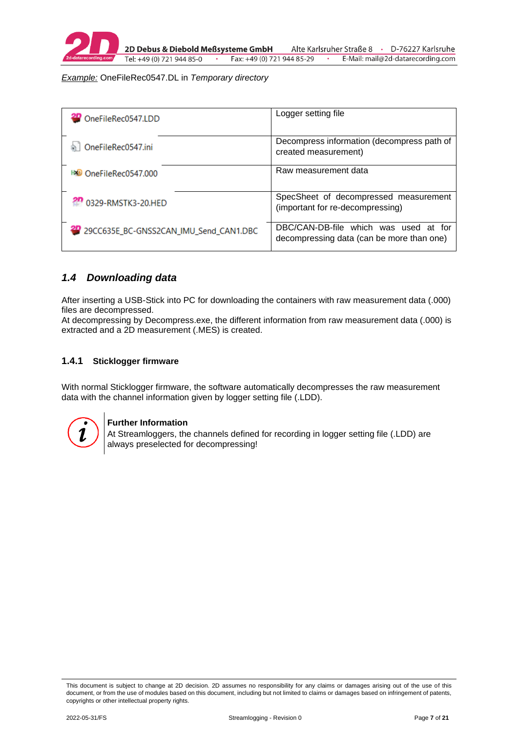*Example:* OneFileRec0547.DL in *Temporary directory*

| | |
|---|---|
| OneFileRec0547.LDD | Logger setting file |
| OneFileRec0547.ini | Decompress information (decompress path of created measurement) |
| OneFileRec0547.000 | Raw measurement data |
| 0329-RMSTK3-20.HED | SpecSheet of decompressed measurement (important for re-decompressing) |
| 29CC635E_BC-GNSS2CAN_IMU_Send_CAN1.DBC | DBC/CAN-DB-file which was used at for decompressing data (can be more than one) |

## *1.4 Downloading data*

After inserting a USB-Stick into PC for downloading the containers with raw measurement data (.000) files are decompressed.
At decompressing by Decompress.exe, the different information from raw measurement data (.000) is extracted and a 2D measurement (.MES) is created.

### 1.4.1 Sticklogger firmware

With normal Sticklogger firmware, the software automatically decompresses the raw measurement data with the channel information given by logger setting file (.LDD).

**Further Information**
At Streamloggers, the channels defined for recording in logger setting file (.LDD) are always preselected for decompressing!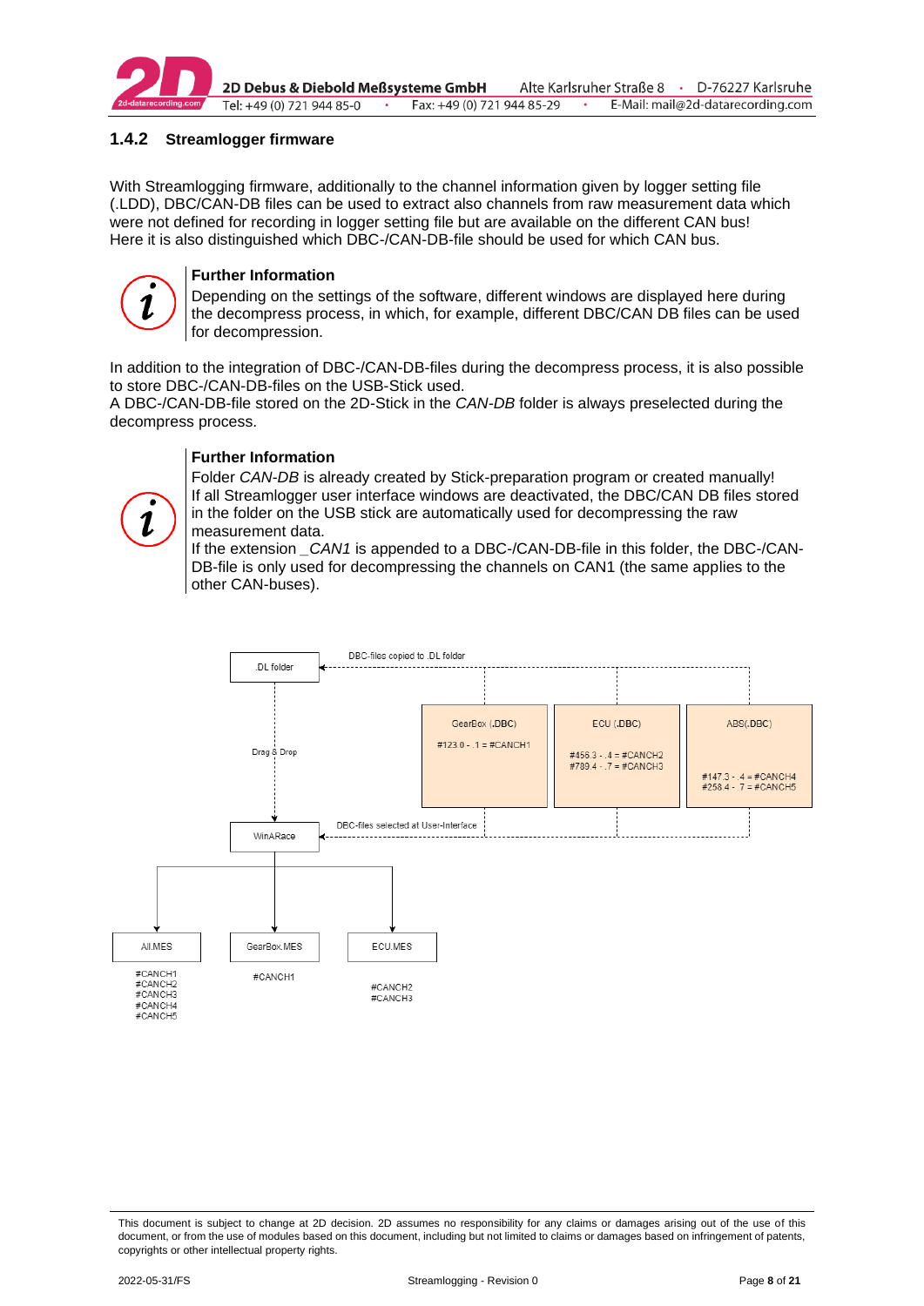### 1.4.2 Streamlogger firmware

With Streamlogging firmware, additionally to the channel information given by logger setting file (.LDD), DBC/CAN-DB files can be used to extract also channels from raw measurement data which were not defined for recording in logger setting file but are available on the different CAN bus! Here it is also distinguished which DBC-/CAN-DB-file should be used for which CAN bus.

**Further Information**
Depending on the settings of the software, different windows are displayed here during the decompress process, in which, for example, different DBC/CAN DB files can be used for decompression.

In addition to the integration of DBC-/CAN-DB-files during the decompress process, it is also possible to store DBC-/CAN-DB-files on the USB-Stick used.
A DBC-/CAN-DB-file stored on the 2D-Stick in the *CAN-DB* folder is always preselected during the decompress process.

**Further Information**
Folder *CAN-DB* is already created by Stick-preparation program or created manually!
If all Streamlogger user interface windows are deactivated, the DBC/CAN DB files stored in the folder on the USB stick are automatically used for decompressing the raw measurement data.
If the extension *_CAN1* is appended to a DBC-/CAN-DB-file in this folder, the DBC-/CAN-DB-file is only used for decompressing the channels on CAN1 (the same applies to the other CAN-buses).

.DL folder — DBC-files copied to .DL folder

GearBox (.DBC): #123.0 - .1 = #CANCH1

ECU (.DBC): #456.3 - .4 = #CANCH2, #789.4 - .7 = #CANCH3

ABS(.DBC): #147.3 - .4 = #CANCH4, #258.4 - .7 = #CANCH5

Drag & Drop

WinARace — DBC-files selected at User-Interface

All.MES: #CANCH1, #CANCH2, #CANCH3, #CANCH4, #CANCH5

GearBox.MES: #CANCH1

ECU.MES: #CANCH2, #CANCH3

This document is subject to change at 2D decision. 2D assumes no responsibility for any claims or damages arising out of the use of this document, or from the use of modules based on this document, including but not limited to claims or damages based on infringement of patents, copyrights or other intellectual property rights.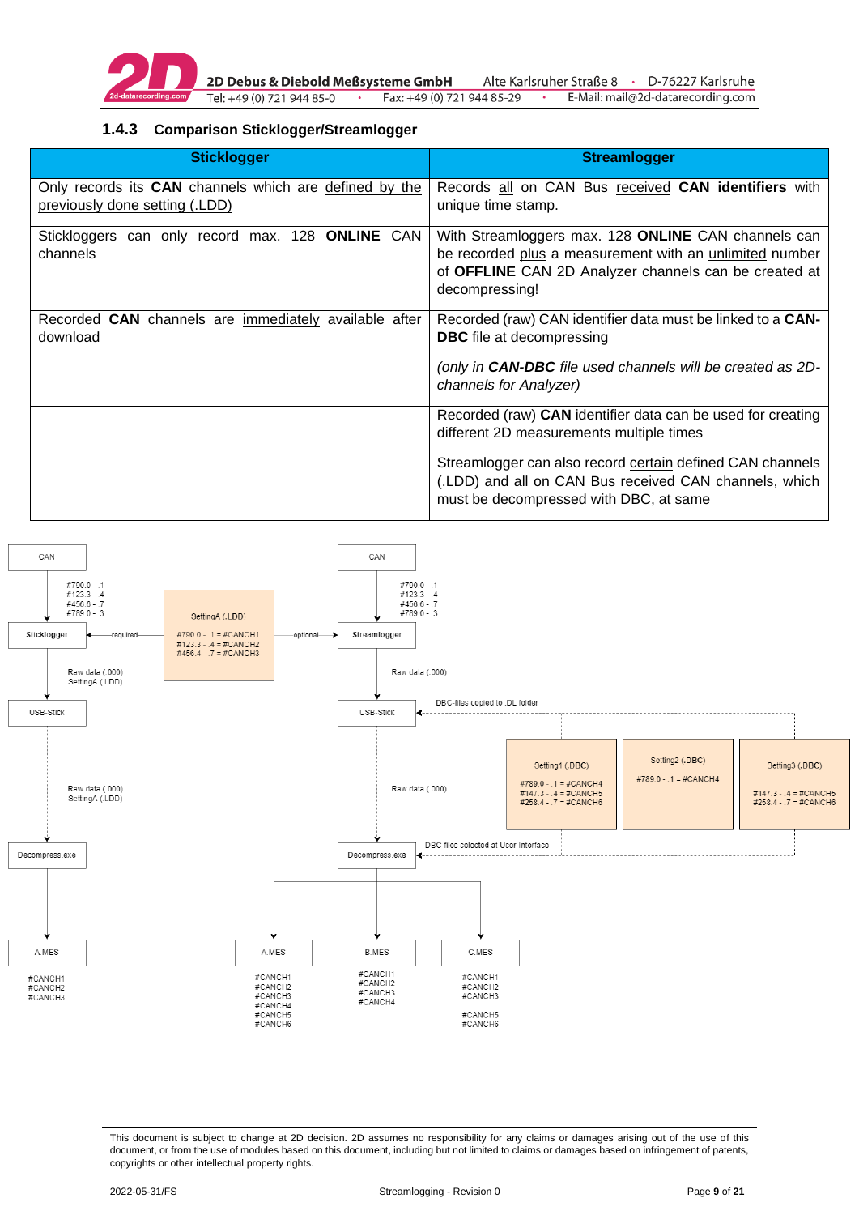### 1.4.3 Comparison Sticklogger/Streamlogger

| Sticklogger | Streamlogger |
|---|---|
| Only records its **CAN** channels which are defined by the previously done setting (.LDD) | Records all on CAN Bus received **CAN identifiers** with unique time stamp. |
| Stickloggers can only record max. 128 **ONLINE** CAN channels | With Streamloggers max. 128 **ONLINE** CAN channels can be recorded plus a measurement with an unlimited number of **OFFLINE** CAN 2D Analyzer channels can be created at decompressing! |
| Recorded **CAN** channels are immediately available after download | Recorded (raw) CAN identifier data must be linked to a **CAN-DBC** file at decompressing<br><br>*(only in **CAN-DBC** file used channels will be created as 2D-channels for Analyzer)* |
| | Recorded (raw) **CAN** identifier data can be used for creating different 2D measurements multiple times |
| | Streamlogger can also record certain defined CAN channels (.LDD) and all on CAN Bus received CAN channels, which must be decompressed with DBC, at same |

CAN

#790.0 - .1
#123.3 - .4
#456.6 - .7
#789.0 - .3

Sticklogger ← required — SettingA (.LDD)
#790.0 - .1 = #CANCH1
#123.3 - .4 = #CANCH2
#456.4 - .7 = #CANCH3
— optional → Streamlogger

Raw data (.000)
SettingA (.LDD)

USB-Stick

Raw data (.000)
SettingA (.LDD)

Decompress.exe

A.MES
#CANCH1
#CANCH2
#CANCH3

CAN

#790.0 - .1
#123.3 - .4
#456.6 - .7
#789.0 - .3

Streamlogger

Raw data (.000)

USB-Stick ← DBC-files copied to .DL folder

Setting1 (.DBC)
#789.0 - .1 = #CANCH4
#147.3 - .4 = #CANCH5
#258.4 - .7 = #CANCH6

Setting2 (.DBC)
#789.0 - .1 = #CANCH4

Setting3 (.DBC)
#147.3 - .4 = #CANCH5
#258.4 - .7 = #CANCH6

Raw data (.000)

Decompress.exe ← DBC-files selected at User-Interface

A.MES
#CANCH1
#CANCH2
#CANCH3
#CANCH4
#CANCH5
#CANCH6

B.MES
#CANCH1
#CANCH2
#CANCH3
#CANCH4

C.MES
#CANCH1
#CANCH2
#CANCH3
#CANCH5
#CANCH6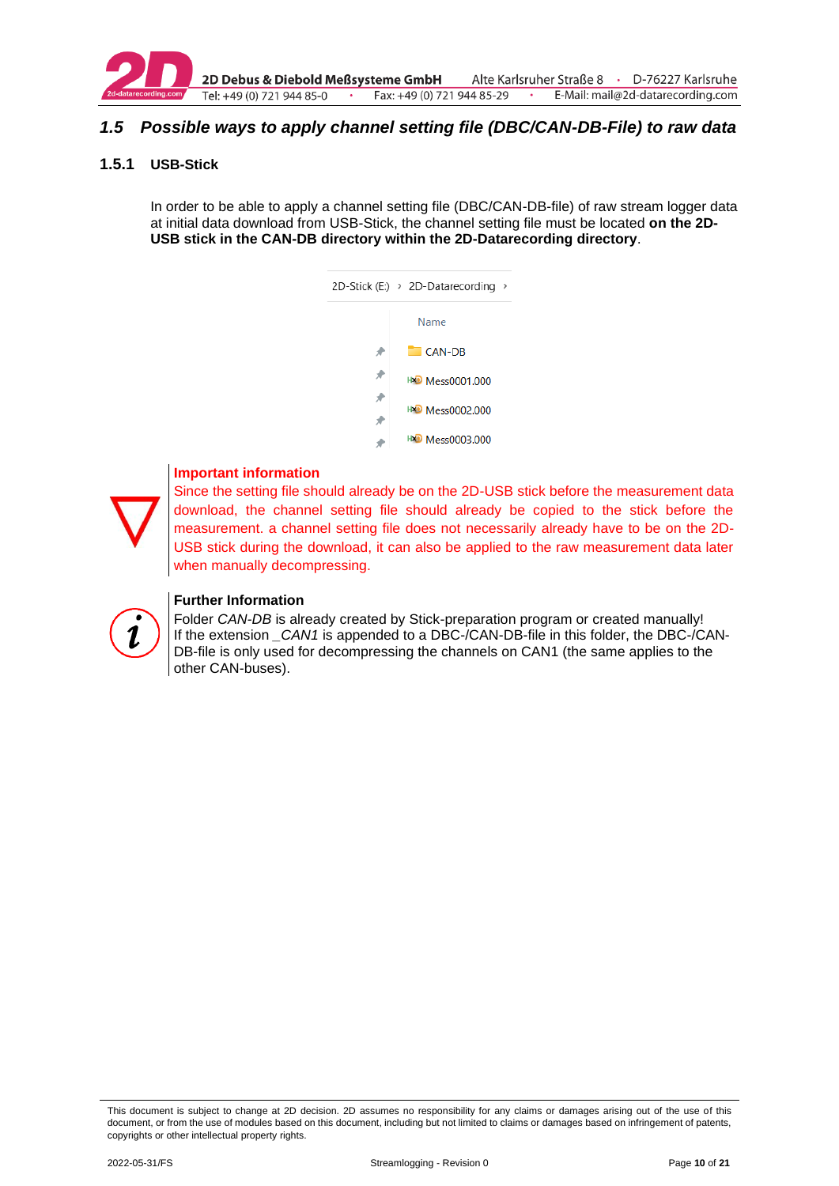## 1.5 Possible ways to apply channel setting file (DBC/CAN-DB-File) to raw data

### 1.5.1 USB-Stick

In order to be able to apply a channel setting file (DBC/CAN-DB-file) of raw stream logger data at initial data download from USB-Stick, the channel setting file must be located **on the 2D-USB stick in the CAN-DB directory within the 2D-Datarecording directory**.

2D-Stick (E:) › 2D-Datarecording ›

Name
- CAN-DB
- Mess0001.000
- Mess0002.000
- Mess0003.000

**Important information**

Since the setting file should already be on the 2D-USB stick before the measurement data download, the channel setting file should already be copied to the stick before the measurement. a channel setting file does not necessarily already have to be on the 2D-USB stick during the download, it can also be applied to the raw measurement data later when manually decompressing.

**Further Information**

Folder *CAN-DB* is already created by Stick-preparation program or created manually!
If the extension *_CAN1* is appended to a DBC-/CAN-DB-file in this folder, the DBC-/CAN-DB-file is only used for decompressing the channels on CAN1 (the same applies to the other CAN-buses).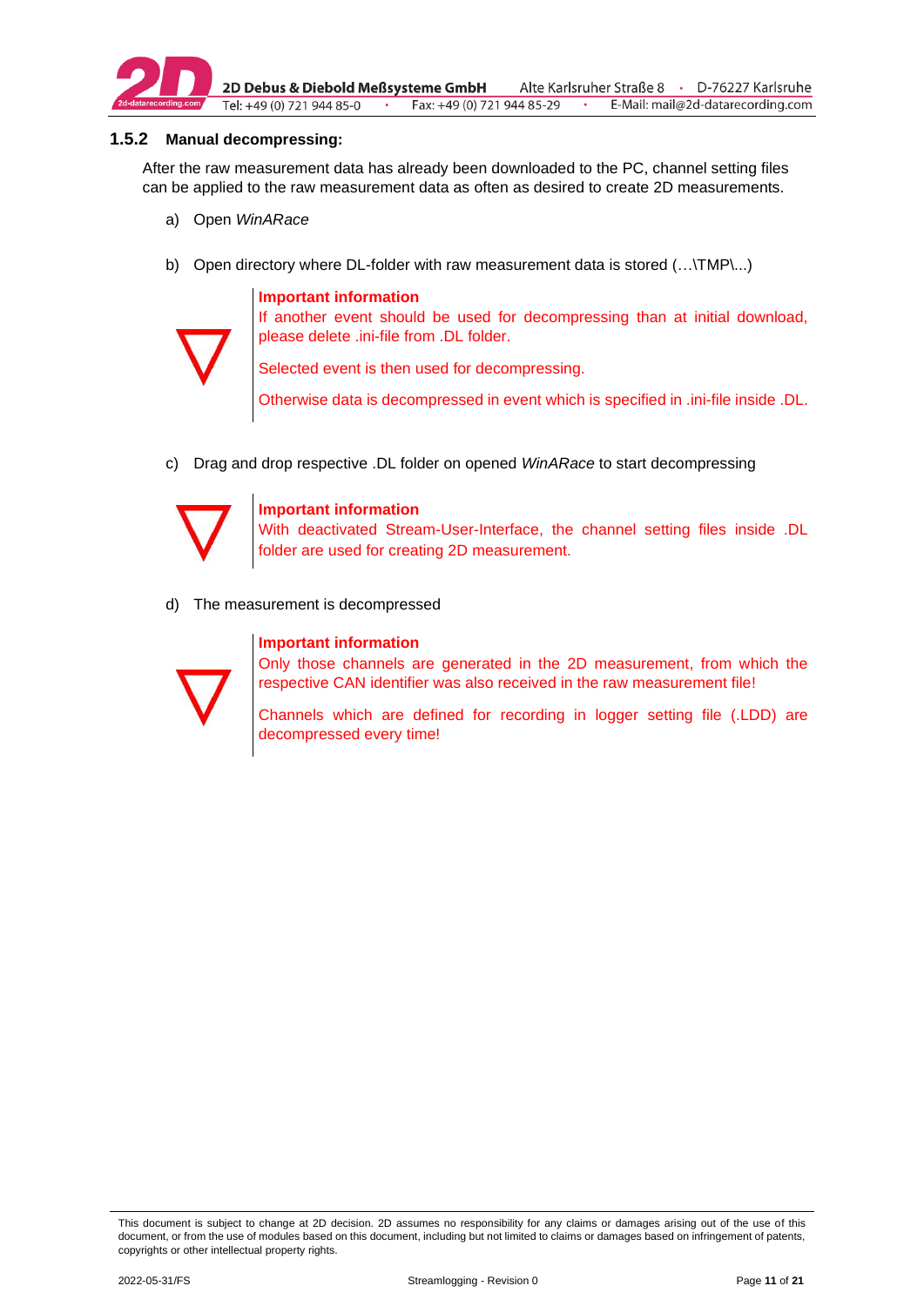### 1.5.2 Manual decompressing:

After the raw measurement data has already been downloaded to the PC, channel setting files can be applied to the raw measurement data as often as desired to create 2D measurements.

a) Open *WinARace*

b) Open directory where DL-folder with raw measurement data is stored (…\TMP\...)

> **Important information**
> If another event should be used for decompressing than at initial download, please delete .ini-file from .DL folder.
>
> Selected event is then used for decompressing.
>
> Otherwise data is decompressed in event which is specified in .ini-file inside .DL.

c) Drag and drop respective .DL folder on opened *WinARace* to start decompressing

> **Important information**
> With deactivated Stream-User-Interface, the channel setting files inside .DL folder are used for creating 2D measurement.

d) The measurement is decompressed

> **Important information**
> Only those channels are generated in the 2D measurement, from which the respective CAN identifier was also received in the raw measurement file!
>
> Channels which are defined for recording in logger setting file (.LDD) are decompressed every time!

This document is subject to change at 2D decision. 2D assumes no responsibility for any claims or damages arising out of the use of this document, or from the use of modules based on this document, including but not limited to claims or damages based on infringement of patents, copyrights or other intellectual property rights.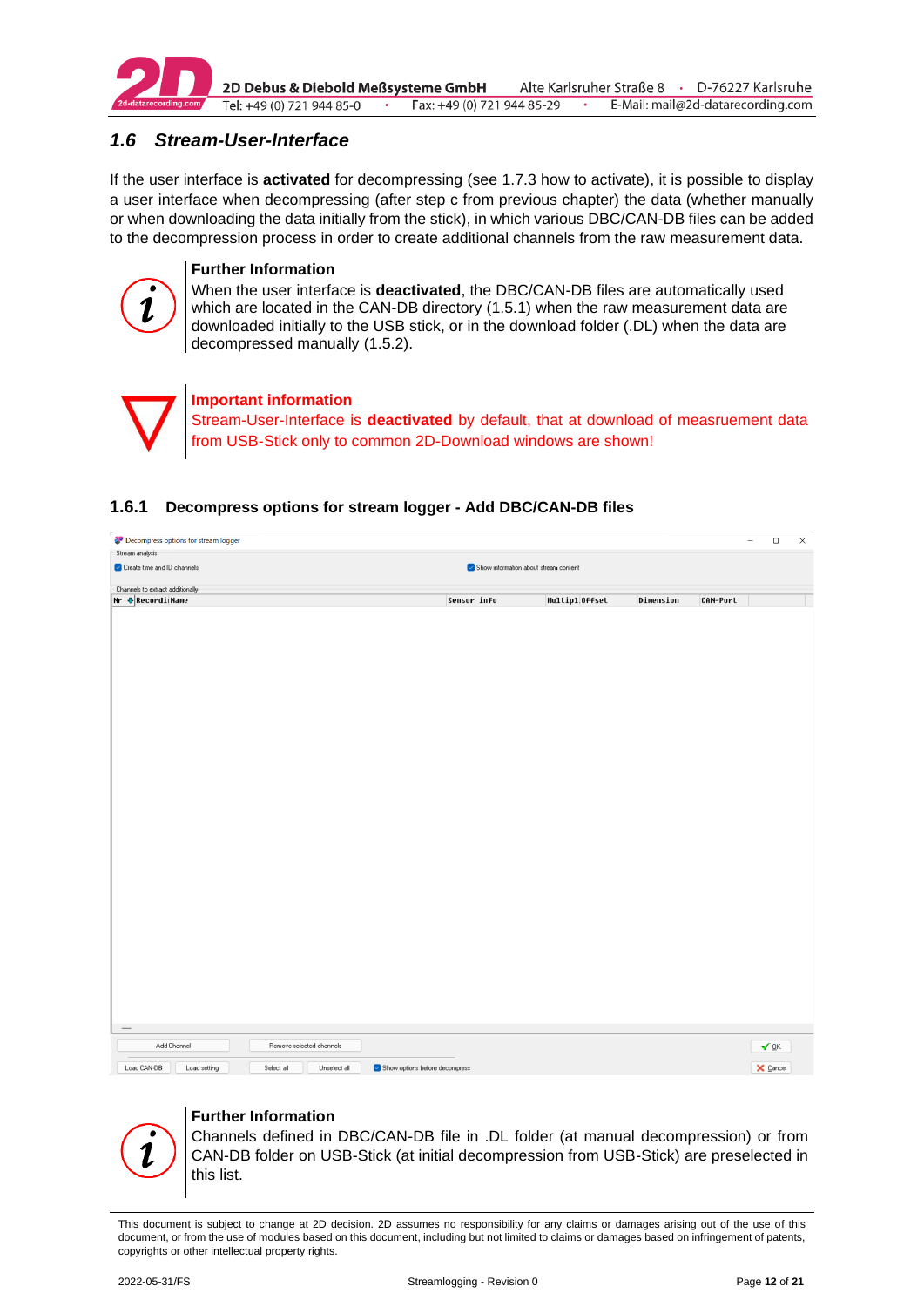## 1.6 Stream-User-Interface

If the user interface is **activated** for decompressing (see 1.7.3 how to activate), it is possible to display a user interface when decompressing (after step c from previous chapter) the data (whether manually or when downloading the data initially from the stick), in which various DBC/CAN-DB files can be added to the decompression process in order to create additional channels from the raw measurement data.

**Further Information**
When the user interface is **deactivated**, the DBC/CAN-DB files are automatically used which are located in the CAN-DB directory (1.5.1) when the raw measurement data are downloaded initially to the USB stick, or in the download folder (.DL) when the data are decompressed manually (1.5.2).

**Important information**
Stream-User-Interface is **deactivated** by default, that at download of measruement data from USB-Stick only to common 2D-Download windows are shown!

### 1.6.1 Decompress options for stream logger - Add DBC/CAN-DB files

Decompress options for stream logger

Stream analysis

- [x] Create time and ID channels
- [x] Show information about stream content

Channels to extract additionally

| Nr | Recordi | Name | Sensor info | Multipl | Offset | Dimension | CAN-Port |
|---|---|---|---|---|---|---|---|

Add Channel | Remove selected channels | OK

Load CAN-DB | Load setting | Select all | Unselect all | [x] Show options before decompress | Cancel

**Further Information**
Channels defined in DBC/CAN-DB file in .DL folder (at manual decompression) or from CAN-DB folder on USB-Stick (at initial decompression from USB-Stick) are preselected in this list.

This document is subject to change at 2D decision. 2D assumes no responsibility for any claims or damages arising out of the use of this document, or from the use of modules based on this document, including but not limited to claims or damages based on infringement of patents, copyrights or other intellectual property rights.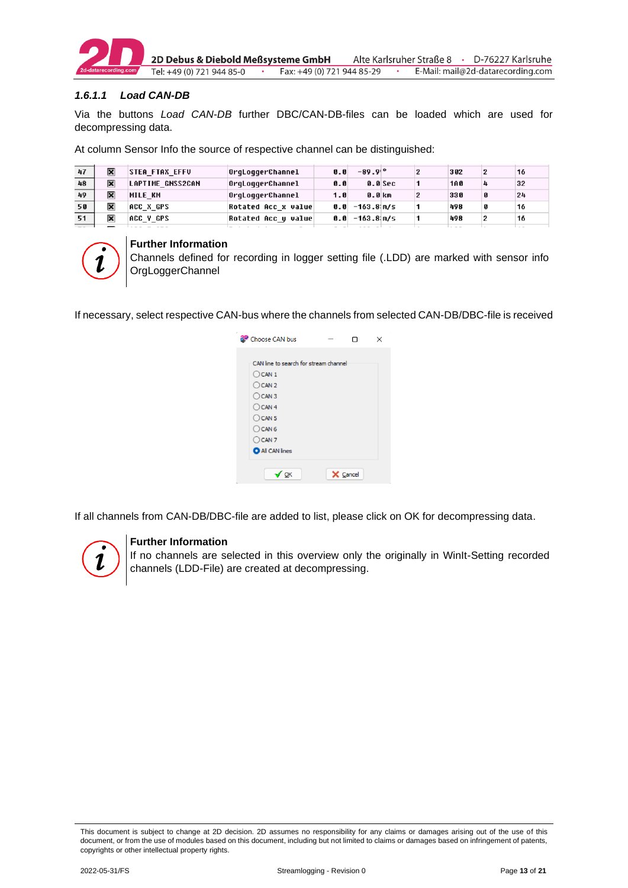#### 1.6.1.1 *Load CAN-DB*

Via the buttons *Load CAN-DB* further DBC/CAN-DB-files can be loaded which are used for decompressing data.

At column Sensor Info the source of respective channel can be distinguished:

| | | | | | | | | | | |
|---|---|---|---|---|---|---|---|---|---|---|
| 47 | ☒ | STEA_FTAX_EFFV | OrgLoggerChannel | 0.0 | -89.9 | ° | 2 | 302 | 2 | 16 |
| 48 | ☒ | LAPTIME_GNSS2CAN | OrgLoggerChannel | 0.0 | 0.0 | Sec | 1 | 100 | 4 | 32 |
| 49 | ☒ | MILE_KM | OrgLoggerChannel | 1.0 | 0.0 | km | 2 | 330 | 0 | 24 |
| 50 | ☒ | ACC_X_GPS | Rotated Acc_x value | 0.0 | -163.8 | m/s | 1 | 498 | 0 | 16 |
| 51 | ☒ | ACC_Y_GPS | Rotated Acc_y value | 0.0 | -163.8 | m/s | 1 | 498 | 2 | 16 |

**Further Information**
Channels defined for recording in logger setting file (.LDD) are marked with sensor info OrgLoggerChannel

If necessary, select respective CAN-bus where the channels from selected CAN-DB/DBC-file is received

Choose CAN bus

CAN line to search for stream channel

- CAN 1
- CAN 2
- CAN 3
- CAN 4
- CAN 5
- CAN 6
- CAN 7
- All CAN lines

OK | Cancel

If all channels from CAN-DB/DBC-file are added to list, please click on OK for decompressing data.

**Further Information**
If no channels are selected in this overview only the originally in WinIt-Setting recorded channels (LDD-File) are created at decompressing.

This document is subject to change at 2D decision. 2D assumes no responsibility for any claims or damages arising out of the use of this document, or from the use of modules based on this document, including but not limited to claims or damages based on infringement of patents, copyrights or other intellectual property rights.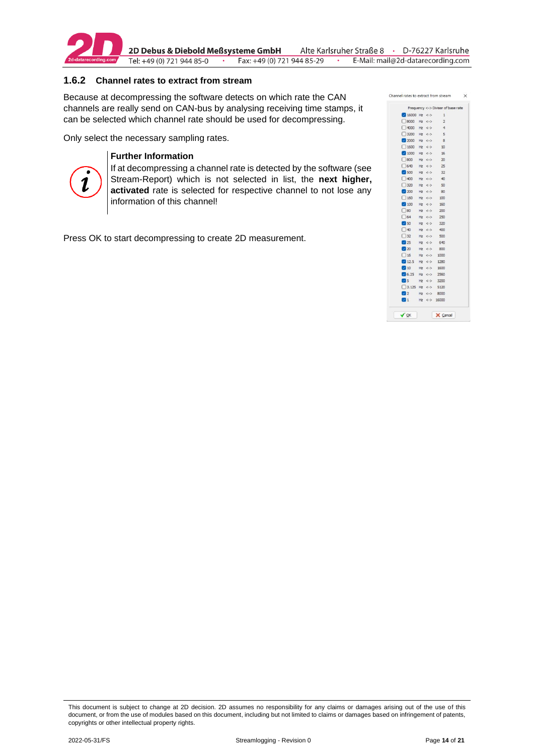### 1.6.2 Channel rates to extract from stream

Because at decompressing the software detects on which rate the CAN channels are really send on CAN-bus by analysing receiving time stamps, it can be selected which channel rate should be used for decompressing.

Only select the necessary sampling rates.

**Further Information**

If at decompressing a channel rate is detected by the software (see Stream-Report) which is not selected in list, the **next higher, activated** rate is selected for respective channel to not lose any information of this channel!

Press OK to start decompressing to create 2D measurement.

This document is subject to change at 2D decision. 2D assumes no responsibility for any claims or damages arising out of the use of this document, or from the use of modules based on this document, including but not limited to claims or damages based on infringement of patents, copyrights or other intellectual property rights.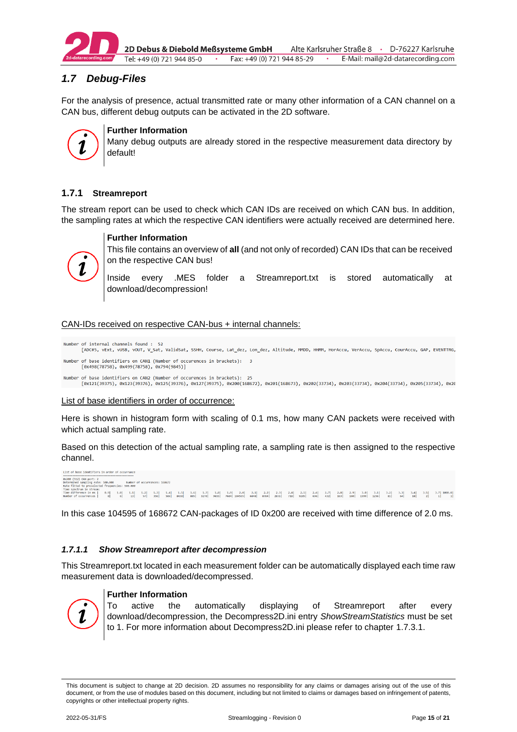## 1.7 Debug-Files

For the analysis of presence, actual transmitted rate or many other information of a CAN channel on a CAN bus, different debug outputs can be activated in the 2D software.

**Further Information**
Many debug outputs are already stored in the respective measurement data directory by default!

### 1.7.1 Streamreport

The stream report can be used to check which CAN IDs are received on which CAN bus. In addition, the sampling rates at which the respective CAN identifiers were actually received are determined here.

**Further Information**
This file contains an overview of **all** (and not only of recorded) CAN IDs that can be received on the respective CAN bus!

Inside every .MES folder a Streamreport.txt is stored automatically at download/decompression!

CAN-IDs received on respective CAN-bus + internal channels:

```
Number of internal channels found :  52
       [ADC#5, vExt, vUSB, vOUT, V_Sat, ValidSat, SSHH, Course, Lat_dez, Lon_dez, Altitude, MMDD, HHMM, HorAccu, VerAccu, SpAccu, CourAccu, GAP, EVENTTRG,

Number of base identifiers on CAN1 (Number of occurences in brackets):   3
       [0x498(78758), 0x499(78758), 0x794(9845)]

Number of base identifiers on CAN2 (Number of occurences in brackets):  25
       [0x121(39375), 0x123(39376), 0x125(39376), 0x127(39375), 0x200(168672), 0x201(168673), 0x202(33734), 0x203(33734), 0x204(33734), 0x205(33734), 0x20
```

List of base identifiers in order of occurrence:

Here is shown in histogram form with scaling of 0.1 ms, how many CAN packets were received with which actual sampling rate.

Based on this detection of the actual sampling rate, a sampling rate is then assigned to the respective channel.

```
List of base identifiers in order of occurrence
-----------------------------------------------
0x200 (512) CAN port: 2
Determined sampling rate: 500.000          Number of occurrences: 168672
Rate fitted to preselected frequencies: 500.000
Time spectrum in stream:
Time difference in ms |  0.9|  1.0|  1.1|  1.2|  1.3|  1.4|  1.5|  1.6|  1.7|  1.8|  1.9|    2.0|  2.1|  2.2|  2.3|  2.4|  2.5|  2.6|  2.7|  2.8|  2.9|  3.0|  3.1|  3.2|  3.3|  3.4|  3.5|  3.7| 1000.0|
Number of occurrences |    8|    8|   13|   57|  390|  584| 8838|  805| 3270| 9695| 7604| 104595| 6048| 8764| 2831|  718|  9205|  606|  432|  163|  180| 1999| 1250|   81|   64|   18|    2|    1|      1|
```

In this case 104595 of 168672 CAN-packages of ID 0x200 are received with time difference of 2.0 ms.

#### 1.7.1.1 Show Streamreport after decompression

This Streamreport.txt located in each measurement folder can be automatically displayed each time raw measurement data is downloaded/decompressed.

**Further Information**
To active the automatically displaying of Streamreport after every download/decompression, the Decompress2D.ini entry *ShowStreamStatistics* must be set to 1. For more information about Decompress2D.ini please refer to chapter 1.7.3.1.

This document is subject to change at 2D decision. 2D assumes no responsibility for any claims or damages arising out of the use of this document, or from the use of modules based on this document, including but not limited to claims or damages based on infringement of patents, copyrights or other intellectual property rights.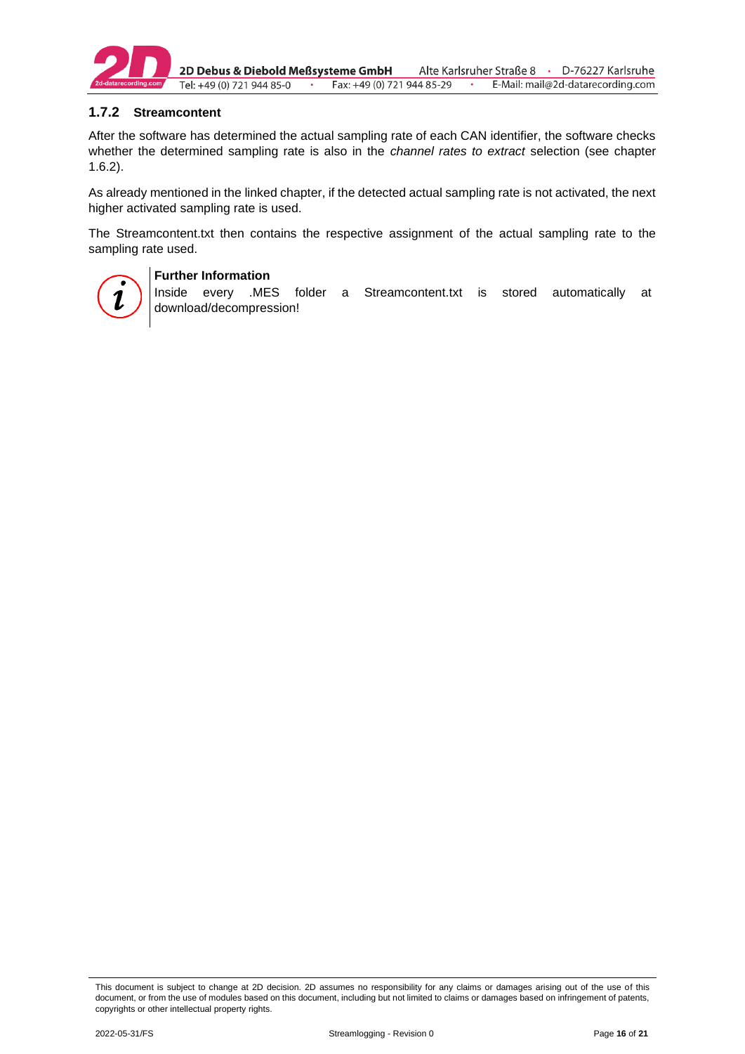### 1.7.2 Streamcontent

After the software has determined the actual sampling rate of each CAN identifier, the software checks whether the determined sampling rate is also in the *channel rates to extract* selection (see chapter 1.6.2).

As already mentioned in the linked chapter, if the detected actual sampling rate is not activated, the next higher activated sampling rate is used.

The Streamcontent.txt then contains the respective assignment of the actual sampling rate to the sampling rate used.

**Further Information**
Inside every .MES folder a Streamcontent.txt is stored automatically at download/decompression!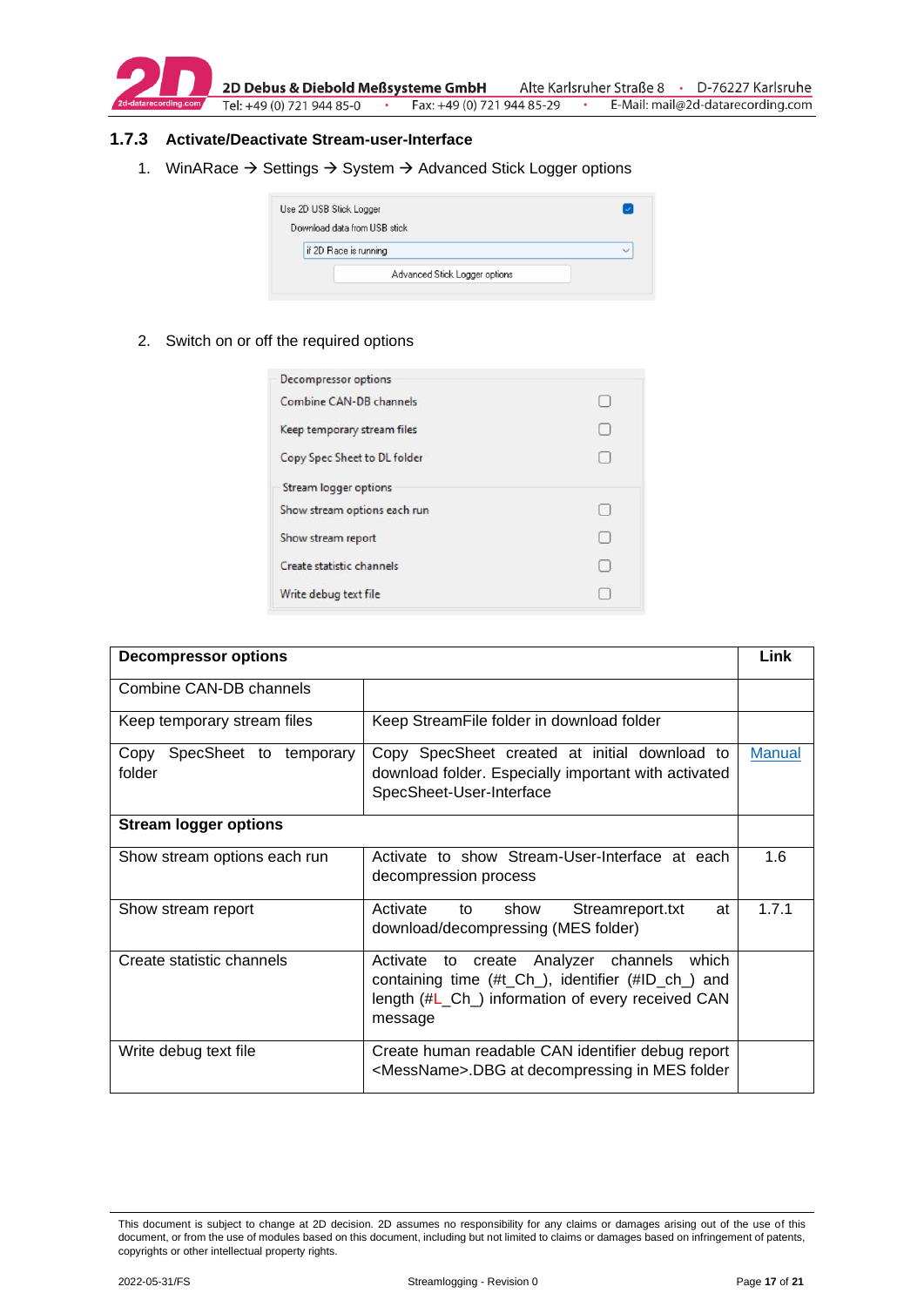### 1.7.3 Activate/Deactivate Stream-user-Interface

1. WinARace → Settings → System → Advanced Stick Logger options

2. Switch on or off the required options

| Decompressor options | | Link |
|---|---|---|
| Combine CAN-DB channels | | |
| Keep temporary stream files | Keep StreamFile folder in download folder | |
| Copy SpecSheet to temporary folder | Copy SpecSheet created at initial download to download folder. Especially important with activated SpecSheet-User-Interface | Manual |
| **Stream logger options** | | |
| Show stream options each run | Activate to show Stream-User-Interface at each decompression process | 1.6 |
| Show stream report | Activate to show Streamreport.txt at download/decompressing (MES folder) | 1.7.1 |
| Create statistic channels | Activate to create Analyzer channels which containing time (#t_Ch_), identifier (#ID_ch_) and length (#L_Ch_) information of every received CAN message | |
| Write debug text file | Create human readable CAN identifier debug report <MessName>.DBG at decompressing in MES folder | |

This document is subject to change at 2D decision. 2D assumes no responsibility for any claims or damages arising out of the use of this document, or from the use of modules based on this document, including but not limited to claims or damages based on infringement of patents, copyrights or other intellectual property rights.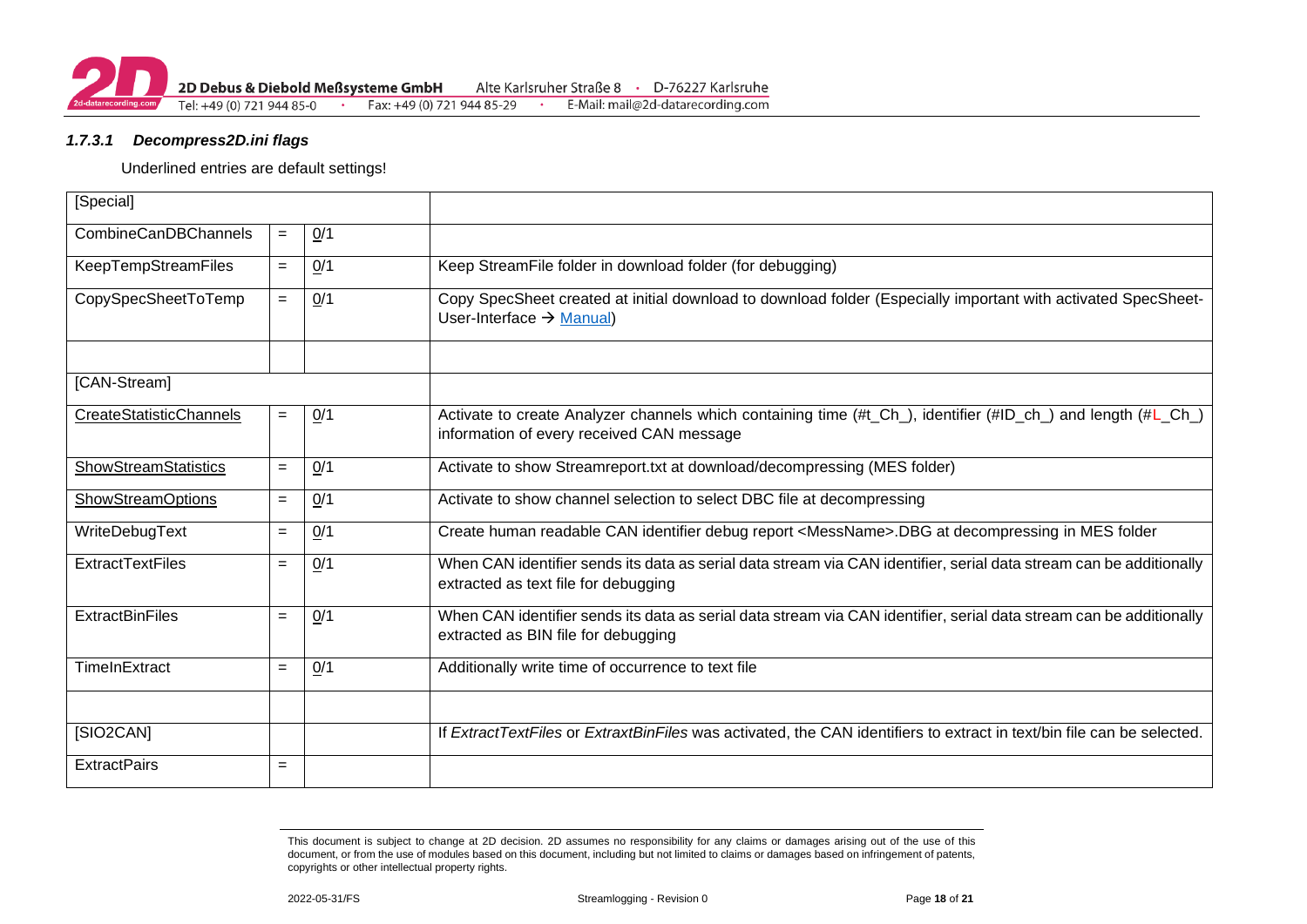#### 1.7.3.1 *Decompress2D.ini flags*

Underlined entries are default settings!

| [Special] | | | |
|---|---|---|---|
| CombineCanDBChannels | = | <u>0</u>/1 | |
| KeepTempStreamFiles | = | <u>0</u>/1 | Keep StreamFile folder in download folder (for debugging) |
| CopySpecSheetToTemp | = | <u>0</u>/1 | Copy SpecSheet created at initial download to download folder (Especially important with activated SpecSheet-User-Interface → Manual) |
| | | | |
| [CAN-Stream] | | | |
| <u>CreateStatisticChannels</u> | = | <u>0</u>/1 | Activate to create Analyzer channels which containing time (#t_Ch_), identifier (#ID_ch_) and length (#L_Ch_) information of every received CAN message |
| <u>ShowStreamStatistics</u> | = | <u>0</u>/1 | Activate to show Streamreport.txt at download/decompressing (MES folder) |
| <u>ShowStreamOptions</u> | = | <u>0</u>/1 | Activate to show channel selection to select DBC file at decompressing |
| WriteDebugText | = | <u>0</u>/1 | Create human readable CAN identifier debug report <MessName>.DBG at decompressing in MES folder |
| ExtractTextFiles | = | <u>0</u>/1 | When CAN identifier sends its data as serial data stream via CAN identifier, serial data stream can be additionally extracted as text file for debugging |
| ExtractBinFiles | = | <u>0</u>/1 | When CAN identifier sends its data as serial data stream via CAN identifier, serial data stream can be additionally extracted as BIN file for debugging |
| TimeInExtract | = | <u>0</u>/1 | Additionally write time of occurrence to text file |
| | | | |
| [SIO2CAN] | | | If *ExtractTextFiles* or *ExtraxtBinFiles* was activated, the CAN identifiers to extract in text/bin file can be selected. |
| ExtractPairs | = | | |

This document is subject to change at 2D decision. 2D assumes no responsibility for any claims or damages arising out of the use of this document, or from the use of modules based on this document, including but not limited to claims or damages based on infringement of patents, copyrights or other intellectual property rights.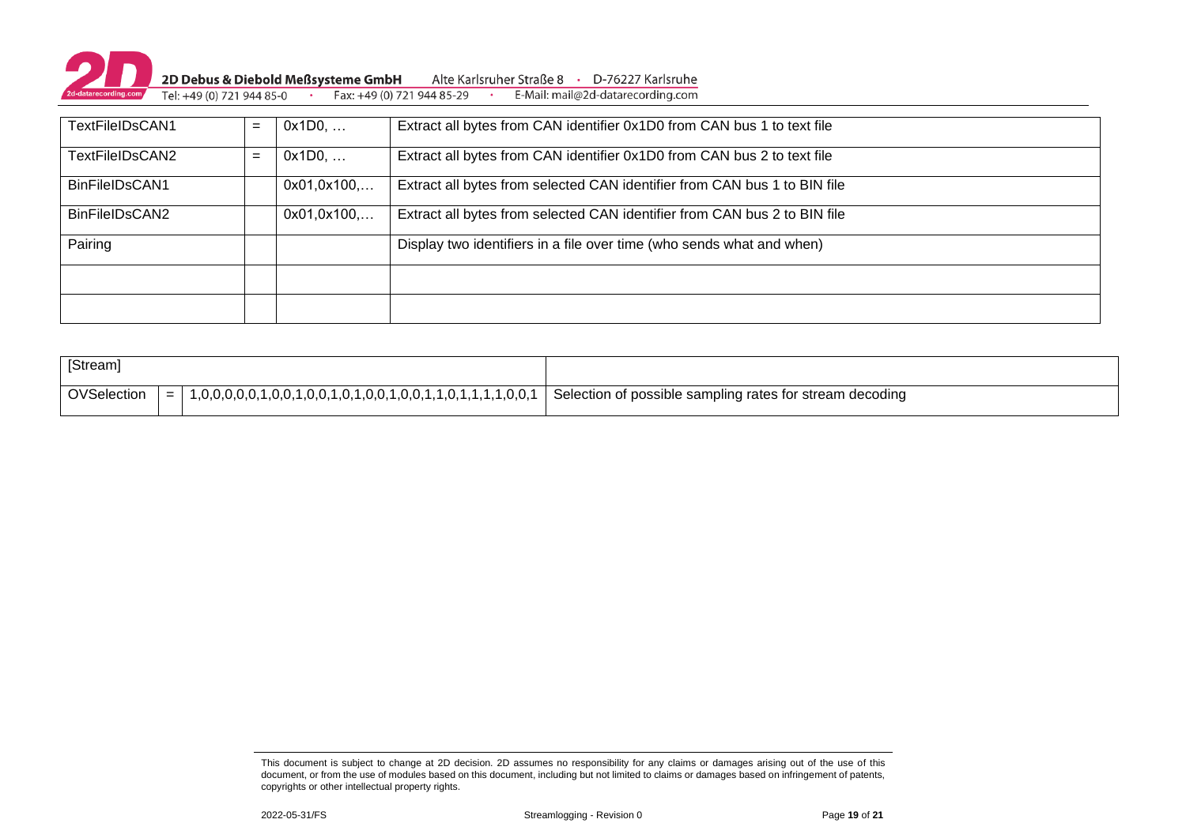| | | | |
|---|---|---|---|
| TextFileIDsCAN1 | = | 0x1D0, … | Extract all bytes from CAN identifier 0x1D0 from CAN bus 1 to text file |
| TextFileIDsCAN2 | = | 0x1D0, … | Extract all bytes from CAN identifier 0x1D0 from CAN bus 2 to text file |
| BinFileIDsCAN1 | | 0x01,0x100,… | Extract all bytes from selected CAN identifier from CAN bus 1 to BIN file |
| BinFileIDsCAN2 | | 0x01,0x100,… | Extract all bytes from selected CAN identifier from CAN bus 2 to BIN file |
| Pairing | | | Display two identifiers in a file over time (who sends what and when) |
| | | | |
| | | | |

| [Stream] | | | |
|---|---|---|---|
| OVSelection | = | 1,0,0,0,0,0,1,0,0,1,0,0,1,0,1,0,0,1,0,0,1,1,0,1,1,1,1,0,0,1 | Selection of possible sampling rates for stream decoding |

This document is subject to change at 2D decision. 2D assumes no responsibility for any claims or damages arising out of the use of this document, or from the use of modules based on this document, including but not limited to claims or damages based on infringement of patents, copyrights or other intellectual property rights.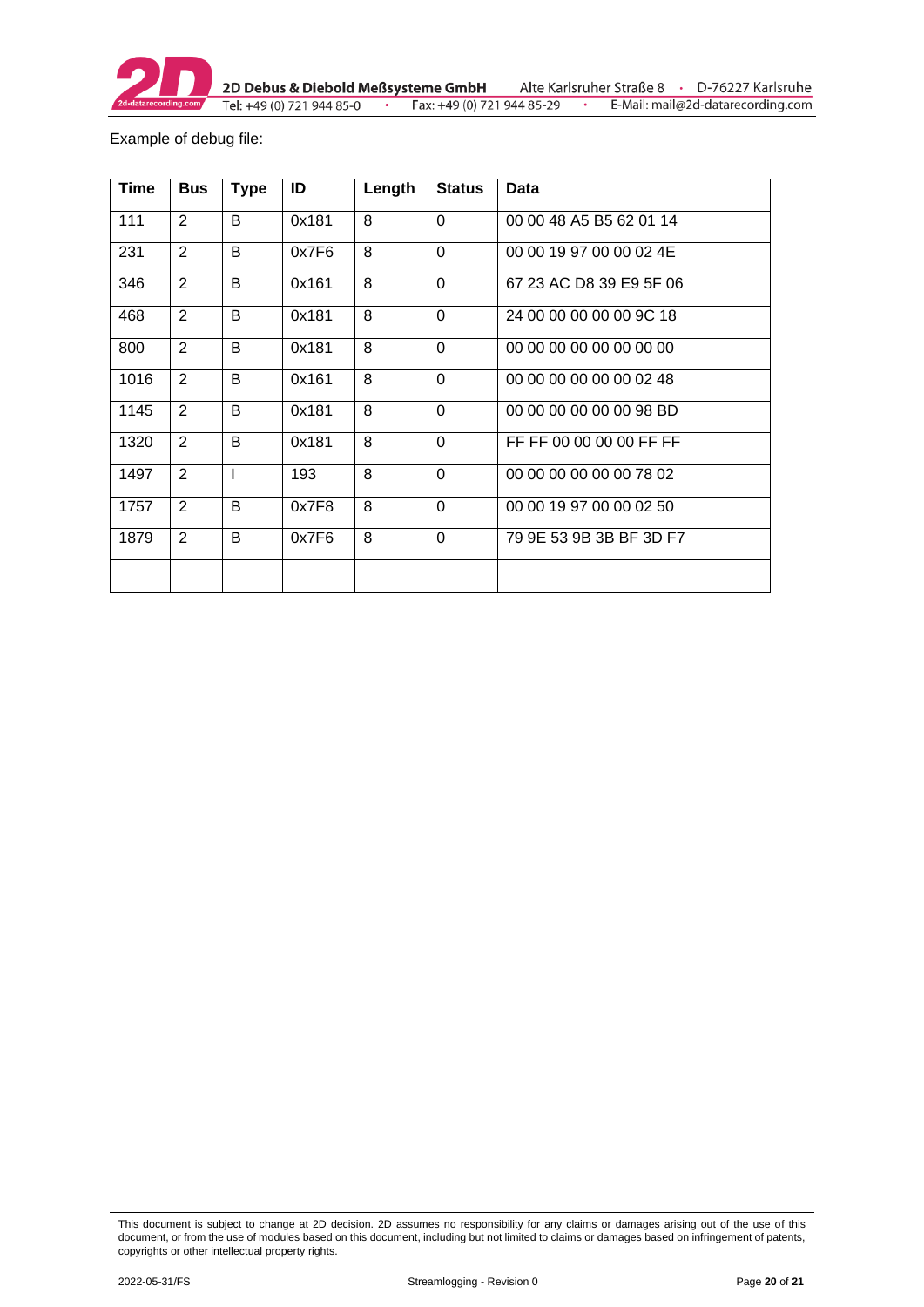Example of debug file:

| Time | Bus | Type | ID | Length | Status | Data |
|---|---|---|---|---|---|---|
| 111 | 2 | B | 0x181 | 8 | 0 | 00 00 48 A5 B5 62 01 14 |
| 231 | 2 | B | 0x7F6 | 8 | 0 | 00 00 19 97 00 00 02 4E |
| 346 | 2 | B | 0x161 | 8 | 0 | 67 23 AC D8 39 E9 5F 06 |
| 468 | 2 | B | 0x181 | 8 | 0 | 24 00 00 00 00 00 9C 18 |
| 800 | 2 | B | 0x181 | 8 | 0 | 00 00 00 00 00 00 00 00 |
| 1016 | 2 | B | 0x161 | 8 | 0 | 00 00 00 00 00 00 02 48 |
| 1145 | 2 | B | 0x181 | 8 | 0 | 00 00 00 00 00 00 98 BD |
| 1320 | 2 | B | 0x181 | 8 | 0 | FF FF 00 00 00 00 FF FF |
| 1497 | 2 | I | 193 | 8 | 0 | 00 00 00 00 00 00 78 02 |
| 1757 | 2 | B | 0x7F8 | 8 | 0 | 00 00 19 97 00 00 02 50 |
| 1879 | 2 | B | 0x7F6 | 8 | 0 | 79 9E 53 9B 3B BF 3D F7 |
| | | | | | | |

This document is subject to change at 2D decision. 2D assumes no responsibility for any claims or damages arising out of the use of this document, or from the use of modules based on this document, including but not limited to claims or damages based on infringement of patents, copyrights or other intellectual property rights.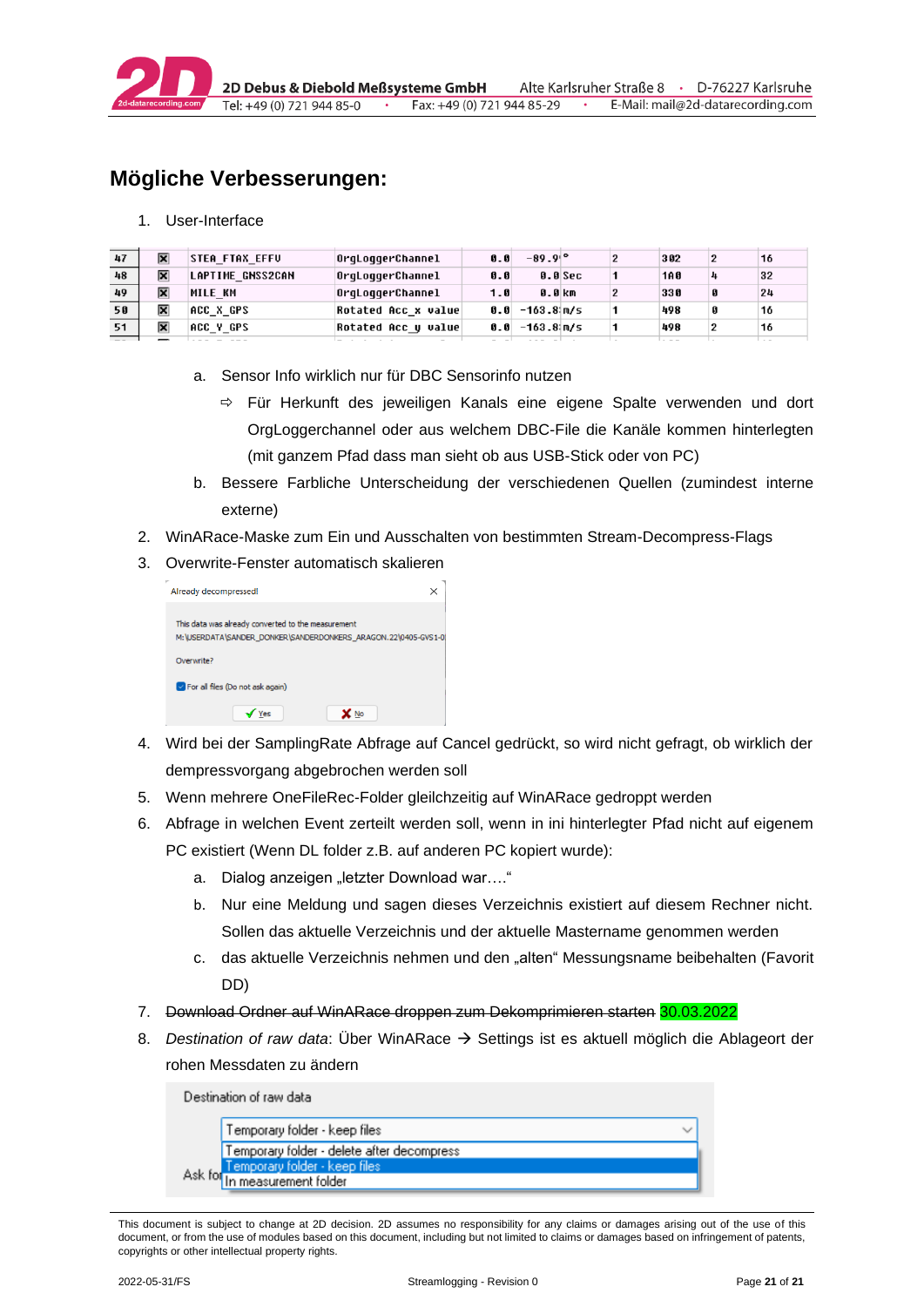## Mögliche Verbesserungen:

1. User-Interface

| | | | | | | | | | | |
|---|---|---|---|---|---|---|---|---|---|---|
| 47 | ☒ | STEA_FTAX_EFFU | OrgLoggerChannel | 0.0 | -89.9 | ° | 2 | 302 | 2 | 16 |
| 48 | ☒ | LAPTIME_GNSS2CAN | OrgLoggerChannel | 0.0 | 0.0 | Sec | 1 | 1A0 | 4 | 32 |
| 49 | ☒ | MILE_KM | OrgLoggerChannel | 1.0 | 0.0 | km | 2 | 330 | 0 | 24 |
| 50 | ☒ | ACC_X_GPS | Rotated Acc_x value | 0.0 | -163.8 | m/s | 1 | 498 | 0 | 16 |
| 51 | ☒ | ACC_Y_GPS | Rotated Acc_y value | 0.0 | -163.8 | m/s | 1 | 498 | 2 | 16 |

   a. Sensor Info wirklich nur für DBC Sensorinfo nutzen
      ⇨ Für Herkunft des jeweiligen Kanals eine eigene Spalte verwenden und dort OrgLoggerchannel oder aus welchem DBC-File die Kanäle kommen hinterlegten (mit ganzem Pfad dass man sieht ob aus USB-Stick oder von PC)

   b. Bessere Farbliche Unterscheidung der verschiedenen Quellen (zumindest interne externe)

2. WinARace-Maske zum Ein und Ausschalten von bestimmten Stream-Decompress-Flags
3. Overwrite-Fenster automatisch skalieren

   Already decompressed!
   This data was already converted to the measurement
   M:\USERDATA\SANDER_DONKER\SANDERDONKERS_ARAGON.22\0405-GVS1-0
   Overwrite?
   ☑ For all files (Do not ask again)
   ✔ Yes ✘ No

4. Wird bei der SamplingRate Abfrage auf Cancel gedrückt, so wird nicht gefragt, ob wirklich der dempressvorgang abgebrochen werden soll
5. Wenn mehrere OneFileRec-Folder gleilchzeitig auf WinARace gedroppt werden
6. Abfrage in welchen Event zerteilt werden soll, wenn in ini hinterlegter Pfad nicht auf eigenem PC existiert (Wenn DL folder z.B. auf anderen PC kopiert wurde):
   a. Dialog anzeigen „letzter Download war….“
   b. Nur eine Meldung und sagen dieses Verzeichnis existiert auf diesem Rechner nicht. Sollen das aktuelle Verzeichnis und der aktuelle Mastername genommen werden
   c. das aktuelle Verzeichnis nehmen und den „alten“ Messungsname beibehalten (Favorit DD)
7. ~~Download Ordner auf WinARace droppen zum Dekomprimieren starten~~ 30.03.2022
8. *Destination of raw data*: Über WinARace → Settings ist es aktuell möglich die Ablageort der rohen Messdaten zu ändern

   Destination of raw data
   Temporary folder - keep files
   Temporary folder - delete after decompress
   Temporary folder - keep files
   In measurement folder
   Ask fo

This document is subject to change at 2D decision. 2D assumes no responsibility for any claims or damages arising out of the use of this document, or from the use of modules based on this document, including but not limited to claims or damages based on infringement of patents, copyrights or other intellectual property rights.